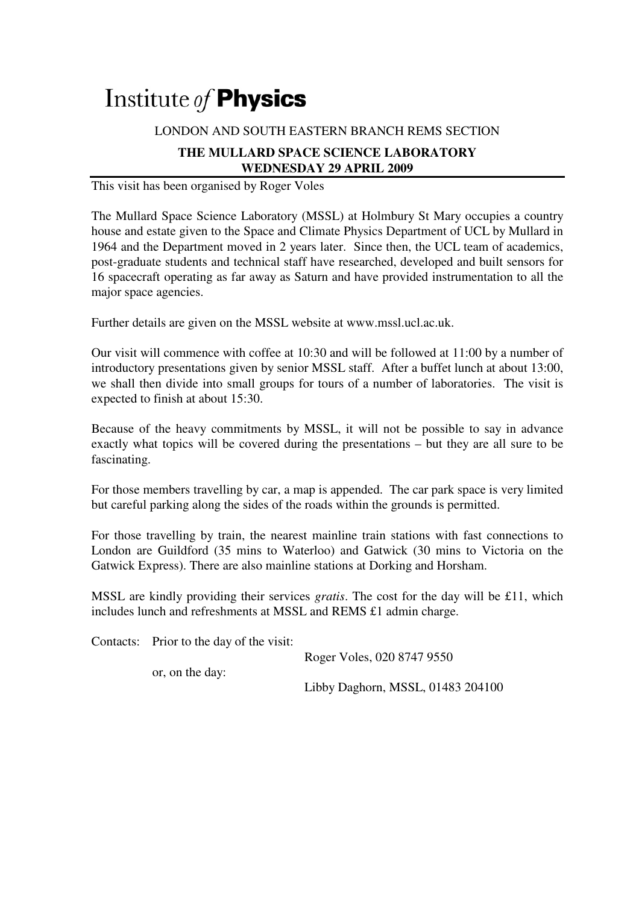# Institute *of* **Physics**

LONDON AND SOUTH EASTERN BRANCH REMS SECTION

**THE MULLARD SPACE SCIENCE LABORATORY**
**WEDNESDAY 29 APRIL 2009**

This visit has been organised by Roger Voles

The Mullard Space Science Laboratory (MSSL) at Holmbury St Mary occupies a country house and estate given to the Space and Climate Physics Department of UCL by Mullard in 1964 and the Department moved in 2 years later. Since then, the UCL team of academics, post-graduate students and technical staff have researched, developed and built sensors for 16 spacecraft operating as far away as Saturn and have provided instrumentation to all the major space agencies.

Further details are given on the MSSL website at www.mssl.ucl.ac.uk.

Our visit will commence with coffee at 10:30 and will be followed at 11:00 by a number of introductory presentations given by senior MSSL staff. After a buffet lunch at about 13:00, we shall then divide into small groups for tours of a number of laboratories. The visit is expected to finish at about 15:30.

Because of the heavy commitments by MSSL, it will not be possible to say in advance exactly what topics will be covered during the presentations – but they are all sure to be fascinating.

For those members travelling by car, a map is appended. The car park space is very limited but careful parking along the sides of the roads within the grounds is permitted.

For those travelling by train, the nearest mainline train stations with fast connections to London are Guildford (35 mins to Waterloo) and Gatwick (30 mins to Victoria on the Gatwick Express). There are also mainline stations at Dorking and Horsham.

MSSL are kindly providing their services *gratis*. The cost for the day will be £11, which includes lunch and refreshments at MSSL and REMS £1 admin charge.

Contacts: Prior to the day of the visit:
Roger Voles, 020 8747 9550

or, on the day:
Libby Daghorn, MSSL, 01483 204100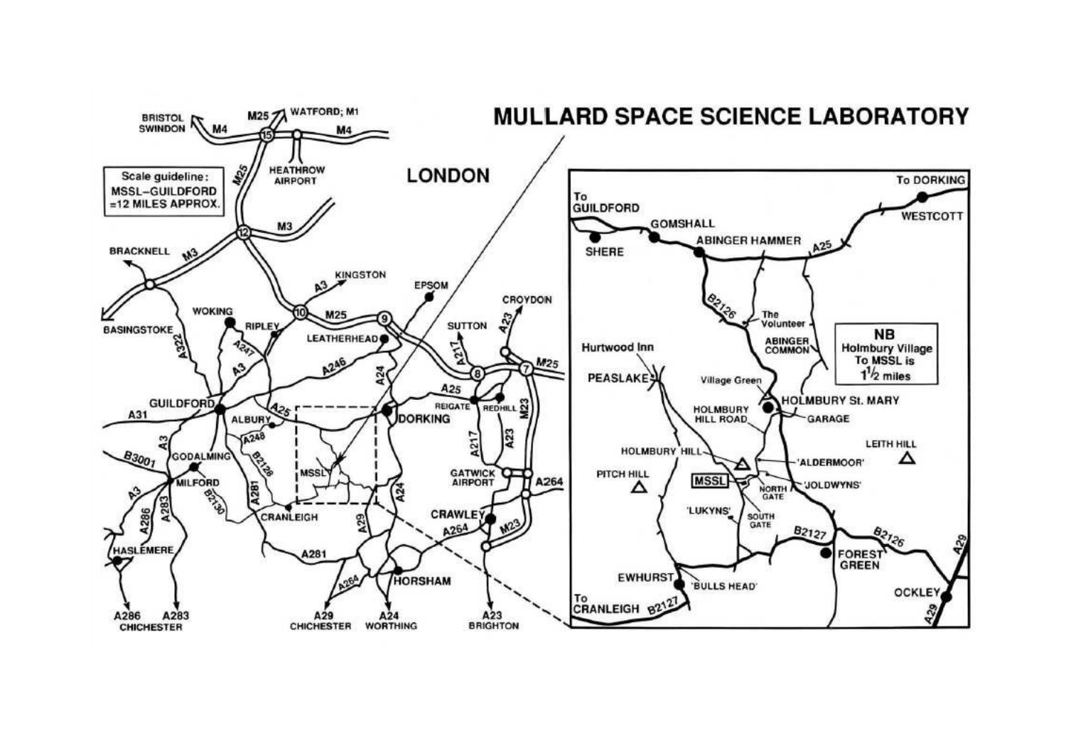# MULLARD SPACE SCIENCE LABORATORY

LONDON

Scale guideline:
MSSL–GUILDFORD
=12 MILES APPROX.

BRISTOL
SWINDON
M4
M25
15
WATFORD; M1
M4
M25
HEATHROW
AIRPORT
M3
12
BRACKNELL
M3
KINGSTON
A3
BASINGSTOKE
WOKING
RIPLEY
10
M25
9
EPSOM
LEATHERHEAD
SUTTON
CROYDON
A23
A217
8
7
M25
A322
A247
A3
A246
A24
A25
GUILDFORD
A31
ALBURY
A25
REIGATE
REDHILL
DORKING
M23
A248
A3
B3001
GODALMING
B2128
MSSL
A217
A23
MILFORD
B2130
A281
GATWICK
AIRPORT
A264
A3
A286
A283
CRANLEIGH
A29
A24
CRAWLEY
A264
M23
HASLEMERE
A281
A264
HORSHAM
A286
CHICHESTER
A283
A29
CHICHESTER
A24
WORTHING
A23
BRIGHTON

To
GUILDFORD
GOMSHALL
SHERE
ABINGER HAMMER
A25
To DORKING
WESTCOTT
B2126
The
Volunteer
ABINGER
COMMON
NB
Holmbury Village
To MSSL is
$1\frac{1}{2}$ miles
Hurtwood Inn
PEASLAKE
Village Green
HOLMBURY St. MARY
HOLMBURY
HILL ROAD
GARAGE
HOLMBURY HILL
LEITH HILL
'ALDERMOOR'
PITCH HILL
MSSL
NORTH
GATE
'JOLDWYNS'
'LUKYNS'
SOUTH
GATE
B2127
B2126
FOREST
GREEN
A29
EWHURST
'BULLS HEAD'
OCKLEY
To
CRANLEIGH
B2127
A29